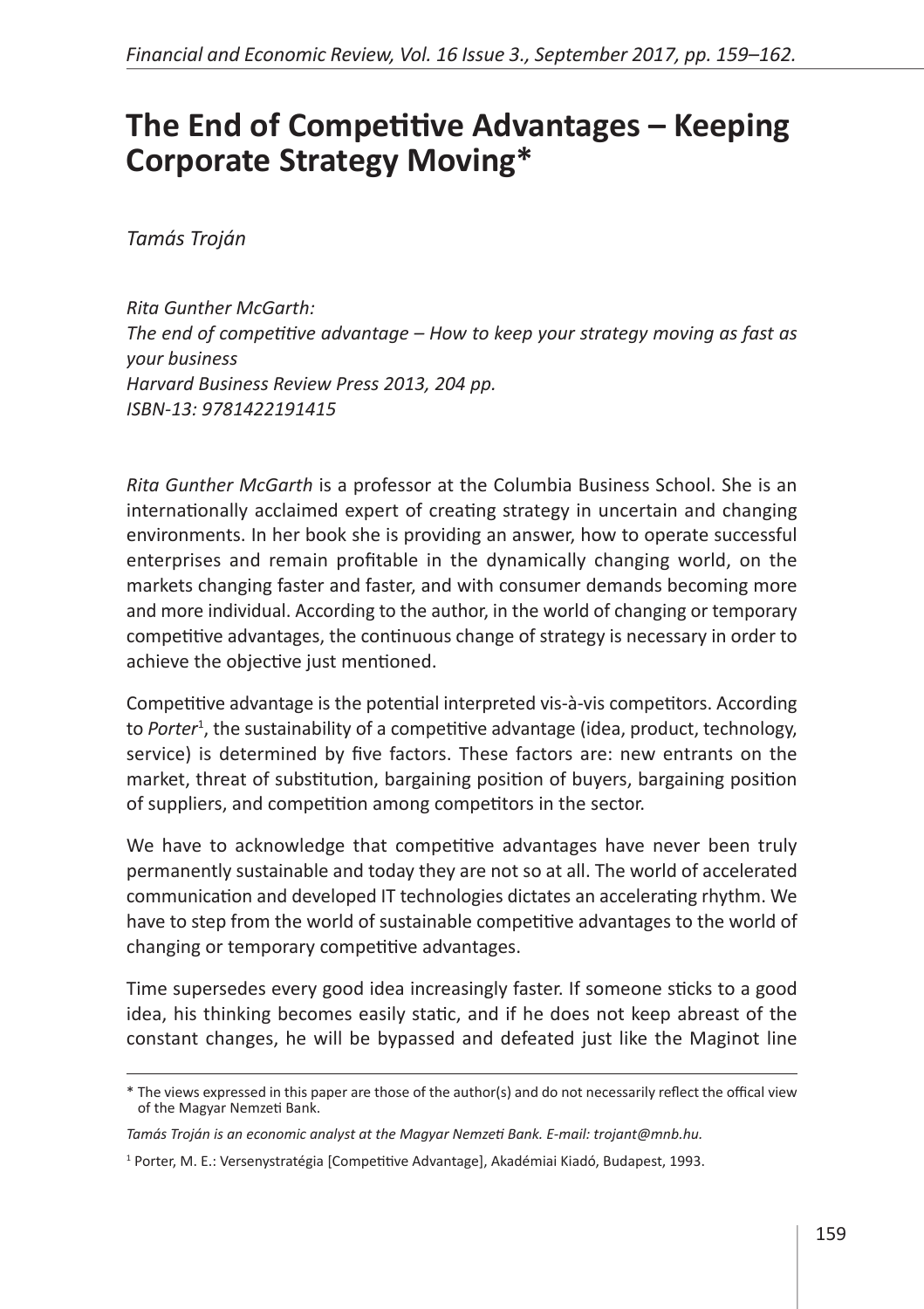# The End of Competitive Advantages – Keeping Corporate Strategy Moving*

*Tamás Troján*

*Rita Gunther McGarth:*
*The end of competitive advantage – How to keep your strategy moving as fast as your business*
*Harvard Business Review Press 2013, 204 pp.*
*ISBN-13: 9781422191415*

*Rita Gunther McGarth* is a professor at the Columbia Business School. She is an internationally acclaimed expert of creating strategy in uncertain and changing environments. In her book she is providing an answer, how to operate successful enterprises and remain profitable in the dynamically changing world, on the markets changing faster and faster, and with consumer demands becoming more and more individual. According to the author, in the world of changing or temporary competitive advantages, the continuous change of strategy is necessary in order to achieve the objective just mentioned.

Competitive advantage is the potential interpreted vis-à-vis competitors. According to *Porter*[1], the sustainability of a competitive advantage (idea, product, technology, service) is determined by five factors. These factors are: new entrants on the market, threat of substitution, bargaining position of buyers, bargaining position of suppliers, and competition among competitors in the sector.

We have to acknowledge that competitive advantages have never been truly permanently sustainable and today they are not so at all. The world of accelerated communication and developed IT technologies dictates an accelerating rhythm. We have to step from the world of sustainable competitive advantages to the world of changing or temporary competitive advantages.

Time supersedes every good idea increasingly faster. If someone sticks to a good idea, his thinking becomes easily static, and if he does not keep abreast of the constant changes, he will be bypassed and defeated just like the Maginot line

---

\* The views expressed in this paper are those of the author(s) and do not necessarily reflect the offical view of the Magyar Nemzeti Bank.

*Tamás Troján is an economic analyst at the Magyar Nemzeti Bank. E-mail: trojant@mnb.hu.*

[1] Porter, M. E.: Versenystratégia [Competitive Advantage], Akadémiai Kiadó, Budapest, 1993.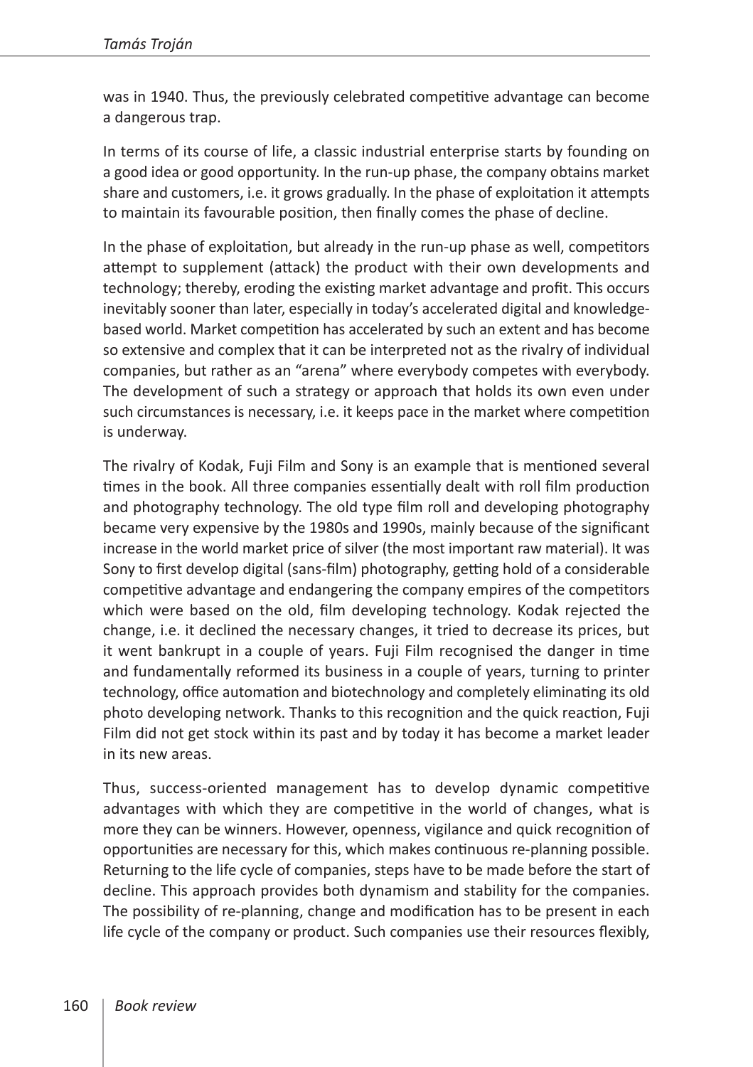was in 1940. Thus, the previously celebrated competitive advantage can become a dangerous trap.

In terms of its course of life, a classic industrial enterprise starts by founding on a good idea or good opportunity. In the run-up phase, the company obtains market share and customers, i.e. it grows gradually. In the phase of exploitation it attempts to maintain its favourable position, then finally comes the phase of decline.

In the phase of exploitation, but already in the run-up phase as well, competitors attempt to supplement (attack) the product with their own developments and technology; thereby, eroding the existing market advantage and profit. This occurs inevitably sooner than later, especially in today's accelerated digital and knowledge-based world. Market competition has accelerated by such an extent and has become so extensive and complex that it can be interpreted not as the rivalry of individual companies, but rather as an "arena" where everybody competes with everybody. The development of such a strategy or approach that holds its own even under such circumstances is necessary, i.e. it keeps pace in the market where competition is underway.

The rivalry of Kodak, Fuji Film and Sony is an example that is mentioned several times in the book. All three companies essentially dealt with roll film production and photography technology. The old type film roll and developing photography became very expensive by the 1980s and 1990s, mainly because of the significant increase in the world market price of silver (the most important raw material). It was Sony to first develop digital (sans-film) photography, getting hold of a considerable competitive advantage and endangering the company empires of the competitors which were based on the old, film developing technology. Kodak rejected the change, i.e. it declined the necessary changes, it tried to decrease its prices, but it went bankrupt in a couple of years. Fuji Film recognised the danger in time and fundamentally reformed its business in a couple of years, turning to printer technology, office automation and biotechnology and completely eliminating its old photo developing network. Thanks to this recognition and the quick reaction, Fuji Film did not get stock within its past and by today it has become a market leader in its new areas.

Thus, success-oriented management has to develop dynamic competitive advantages with which they are competitive in the world of changes, what is more they can be winners. However, openness, vigilance and quick recognition of opportunities are necessary for this, which makes continuous re-planning possible. Returning to the life cycle of companies, steps have to be made before the start of decline. This approach provides both dynamism and stability for the companies. The possibility of re-planning, change and modification has to be present in each life cycle of the company or product. Such companies use their resources flexibly,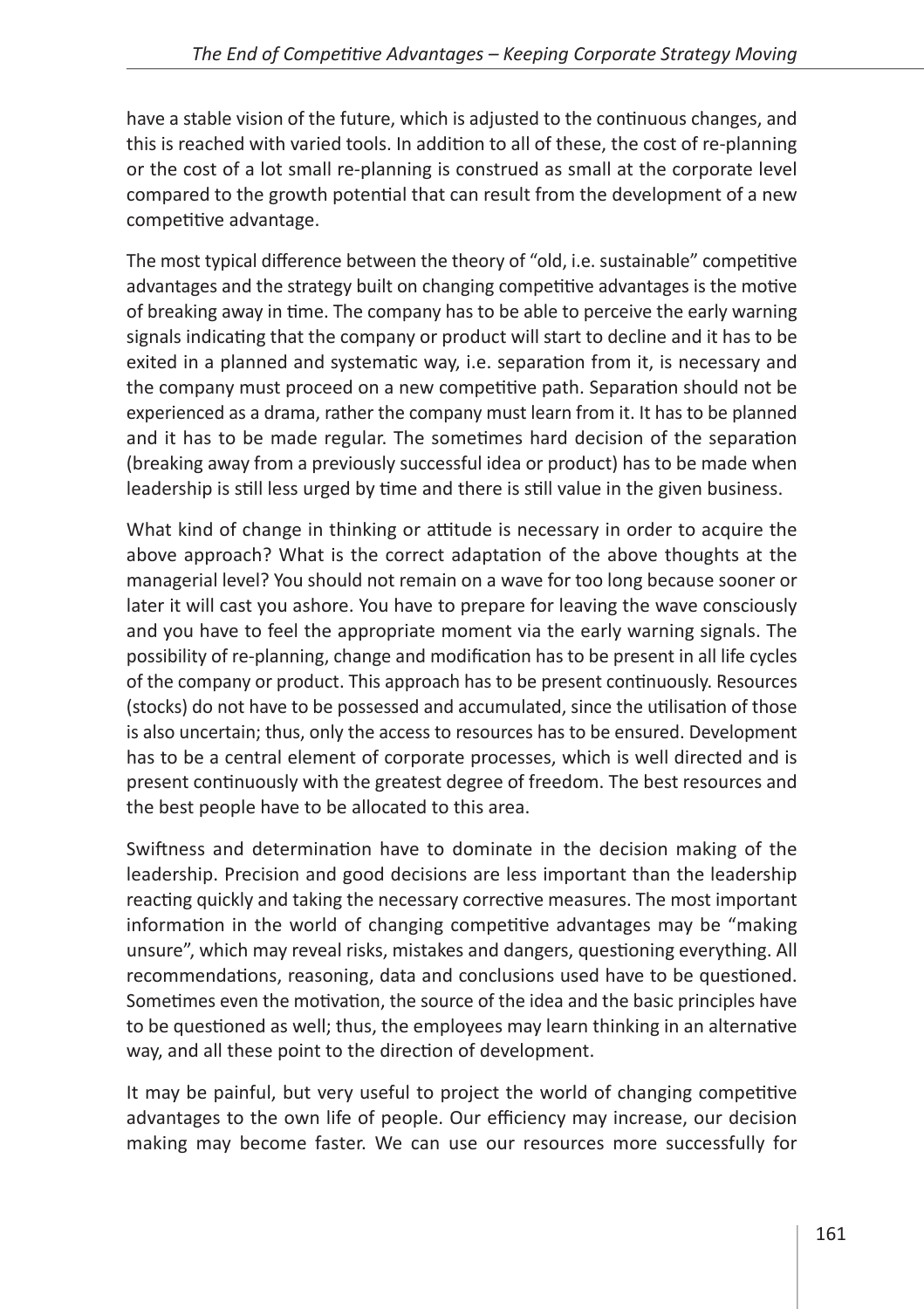have a stable vision of the future, which is adjusted to the continuous changes, and this is reached with varied tools. In addition to all of these, the cost of re-planning or the cost of a lot small re-planning is construed as small at the corporate level compared to the growth potential that can result from the development of a new competitive advantage.

The most typical difference between the theory of "old, i.e. sustainable" competitive advantages and the strategy built on changing competitive advantages is the motive of breaking away in time. The company has to be able to perceive the early warning signals indicating that the company or product will start to decline and it has to be exited in a planned and systematic way, i.e. separation from it, is necessary and the company must proceed on a new competitive path. Separation should not be experienced as a drama, rather the company must learn from it. It has to be planned and it has to be made regular. The sometimes hard decision of the separation (breaking away from a previously successful idea or product) has to be made when leadership is still less urged by time and there is still value in the given business.

What kind of change in thinking or attitude is necessary in order to acquire the above approach? What is the correct adaptation of the above thoughts at the managerial level? You should not remain on a wave for too long because sooner or later it will cast you ashore. You have to prepare for leaving the wave consciously and you have to feel the appropriate moment via the early warning signals. The possibility of re-planning, change and modification has to be present in all life cycles of the company or product. This approach has to be present continuously. Resources (stocks) do not have to be possessed and accumulated, since the utilisation of those is also uncertain; thus, only the access to resources has to be ensured. Development has to be a central element of corporate processes, which is well directed and is present continuously with the greatest degree of freedom. The best resources and the best people have to be allocated to this area.

Swiftness and determination have to dominate in the decision making of the leadership. Precision and good decisions are less important than the leadership reacting quickly and taking the necessary corrective measures. The most important information in the world of changing competitive advantages may be "making unsure", which may reveal risks, mistakes and dangers, questioning everything. All recommendations, reasoning, data and conclusions used have to be questioned. Sometimes even the motivation, the source of the idea and the basic principles have to be questioned as well; thus, the employees may learn thinking in an alternative way, and all these point to the direction of development.

It may be painful, but very useful to project the world of changing competitive advantages to the own life of people. Our efficiency may increase, our decision making may become faster. We can use our resources more successfully for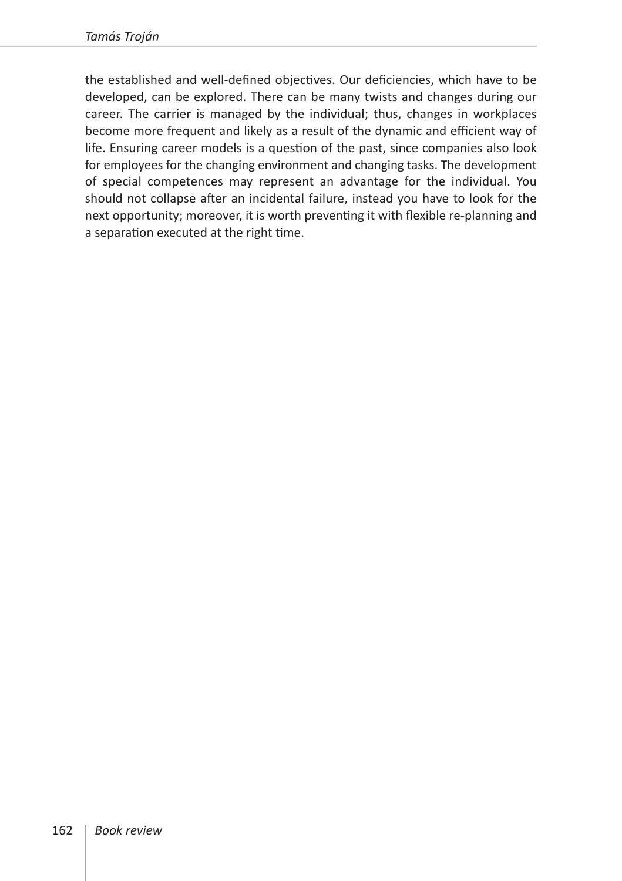the established and well-defined objectives. Our deficiencies, which have to be developed, can be explored. There can be many twists and changes during our career. The carrier is managed by the individual; thus, changes in workplaces become more frequent and likely as a result of the dynamic and efficient way of life. Ensuring career models is a question of the past, since companies also look for employees for the changing environment and changing tasks. The development of special competences may represent an advantage for the individual. You should not collapse after an incidental failure, instead you have to look for the next opportunity; moreover, it is worth preventing it with flexible re-planning and a separation executed at the right time.